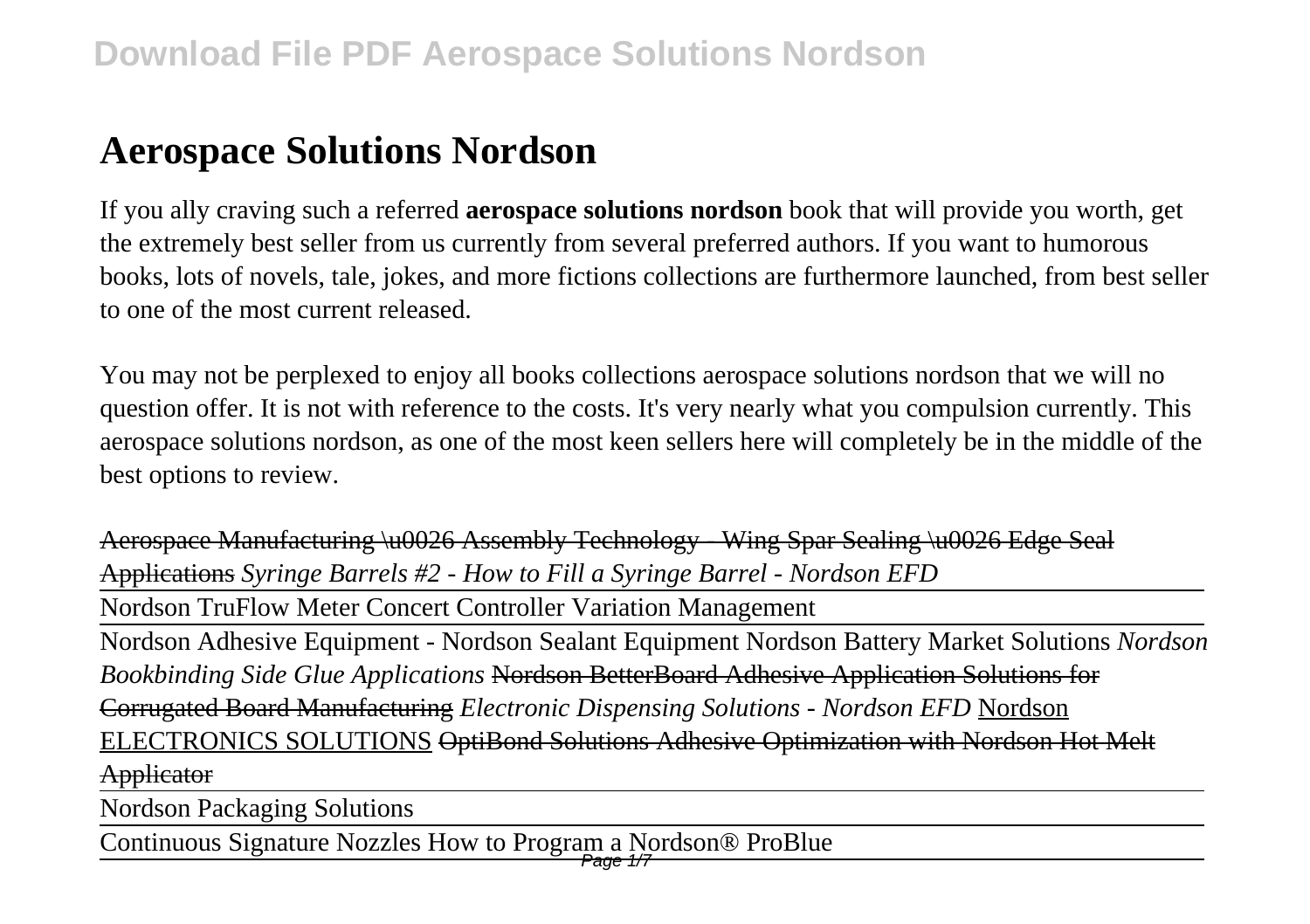# Aerospace Solutions Nordson

If you ally craving such a referred **aerospace solutions nordson** book that will provide you worth, get the extremely best seller from us currently from several preferred authors. If you want to humorous books, lots of novels, tale, jokes, and more fictions collections are furthermore launched, from best seller to one of the most current released.

You may not be perplexed to enjoy all books collections aerospace solutions nordson that we will no question offer. It is not with reference to the costs. It's very nearly what you compulsion currently. This aerospace solutions nordson, as one of the most keen sellers here will completely be in the middle of the best options to review.

~~Aerospace Manufacturing \u0026 Assembly Technology - Wing Spar Sealing \u0026 Edge Seal Applications~~ *Syringe Barrels #2 - How to Fill a Syringe Barrel - Nordson EFD*

Nordson TruFlow Meter Concert Controller Variation Management

Nordson Adhesive Equipment - Nordson Sealant Equipment Nordson Battery Market Solutions *Nordson Bookbinding Side Glue Applications* ~~Nordson BetterBoard Adhesive Application Solutions for Corrugated Board Manufacturing~~ *Electronic Dispensing Solutions - Nordson EFD* Nordson ELECTRONICS SOLUTIONS ~~OptiBond Solutions Adhesive Optimization with Nordson Hot Melt Applicator~~

Nordson Packaging Solutions

Continuous Signature Nozzles How to Program a Nordson® ProBlue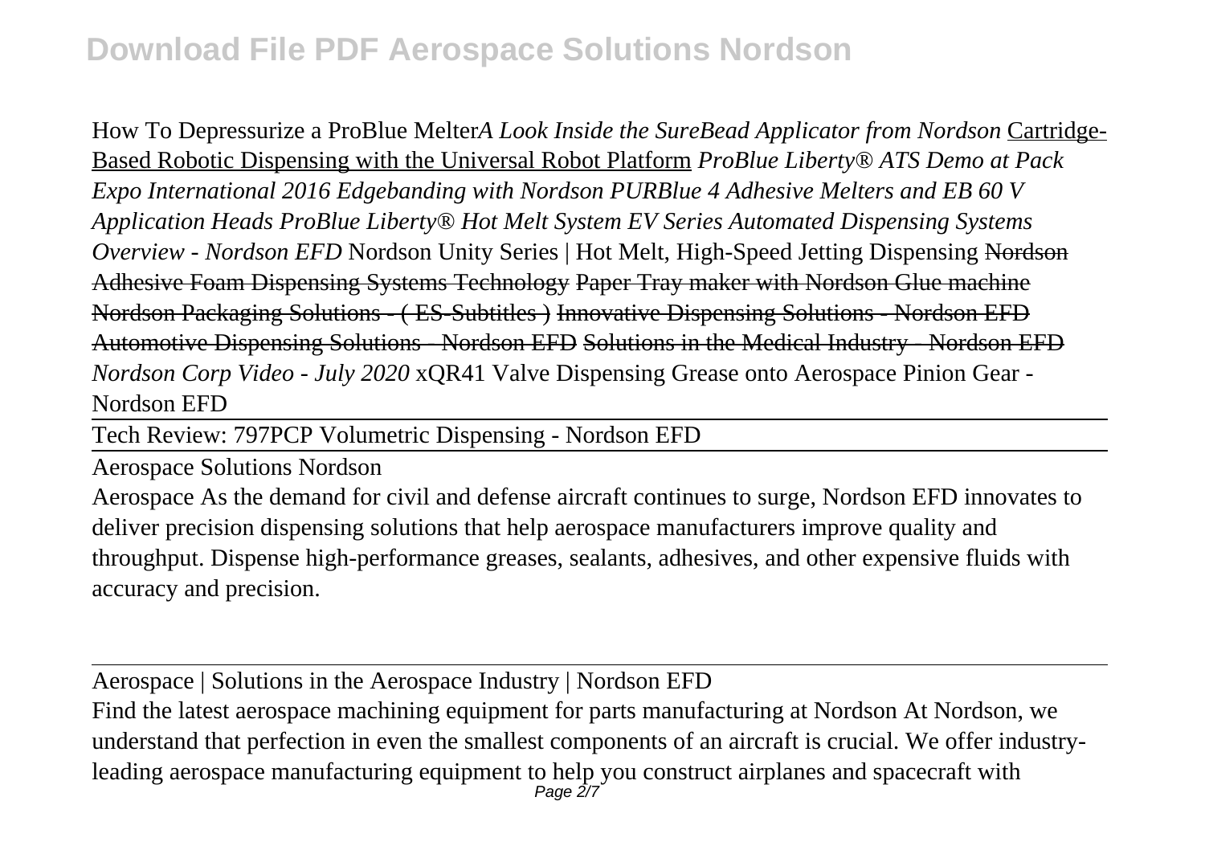How To Depressurize a ProBlue Melter*A Look Inside the SureBead Applicator from Nordson* Cartridge-Based Robotic Dispensing with the Universal Robot Platform *ProBlue Liberty® ATS Demo at Pack Expo International 2016 Edgebanding with Nordson PURBlue 4 Adhesive Melters and EB 60 V Application Heads ProBlue Liberty® Hot Melt System EV Series Automated Dispensing Systems Overview - Nordson EFD* Nordson Unity Series | Hot Melt, High-Speed Jetting Dispensing ~~Nordson Adhesive Foam Dispensing Systems Technology Paper Tray maker with Nordson Glue machine Nordson Packaging Solutions - ( ES-Subtitles ) Innovative Dispensing Solutions - Nordson EFD Automotive Dispensing Solutions - Nordson EFD Solutions in the Medical Industry - Nordson EFD~~ *Nordson Corp Video - July 2020* xQR41 Valve Dispensing Grease onto Aerospace Pinion Gear - Nordson EFD

Tech Review: 797PCP Volumetric Dispensing - Nordson EFD

Aerospace Solutions Nordson

Aerospace As the demand for civil and defense aircraft continues to surge, Nordson EFD innovates to deliver precision dispensing solutions that help aerospace manufacturers improve quality and throughput. Dispense high-performance greases, sealants, adhesives, and other expensive fluids with accuracy and precision.

Aerospace | Solutions in the Aerospace Industry | Nordson EFD

Find the latest aerospace machining equipment for parts manufacturing at Nordson At Nordson, we understand that perfection in even the smallest components of an aircraft is crucial. We offer industry-leading aerospace manufacturing equipment to help you construct airplanes and spacecraft with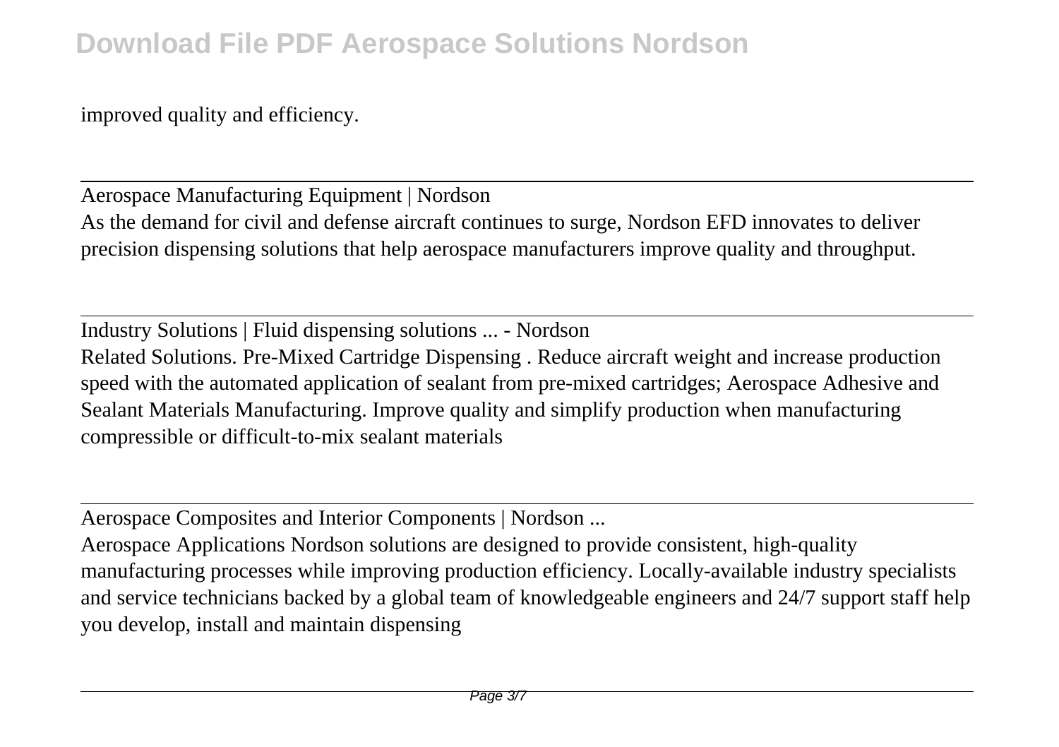improved quality and efficiency.

---

Aerospace Manufacturing Equipment | Nordson

As the demand for civil and defense aircraft continues to surge, Nordson EFD innovates to deliver precision dispensing solutions that help aerospace manufacturers improve quality and throughput.

---

Industry Solutions | Fluid dispensing solutions ... - Nordson

Related Solutions. Pre-Mixed Cartridge Dispensing . Reduce aircraft weight and increase production speed with the automated application of sealant from pre-mixed cartridges; Aerospace Adhesive and Sealant Materials Manufacturing. Improve quality and simplify production when manufacturing compressible or difficult-to-mix sealant materials

---

Aerospace Composites and Interior Components | Nordson ...

Aerospace Applications Nordson solutions are designed to provide consistent, high-quality manufacturing processes while improving production efficiency. Locally-available industry specialists and service technicians backed by a global team of knowledgeable engineers and 24/7 support staff help you develop, install and maintain dispensing

---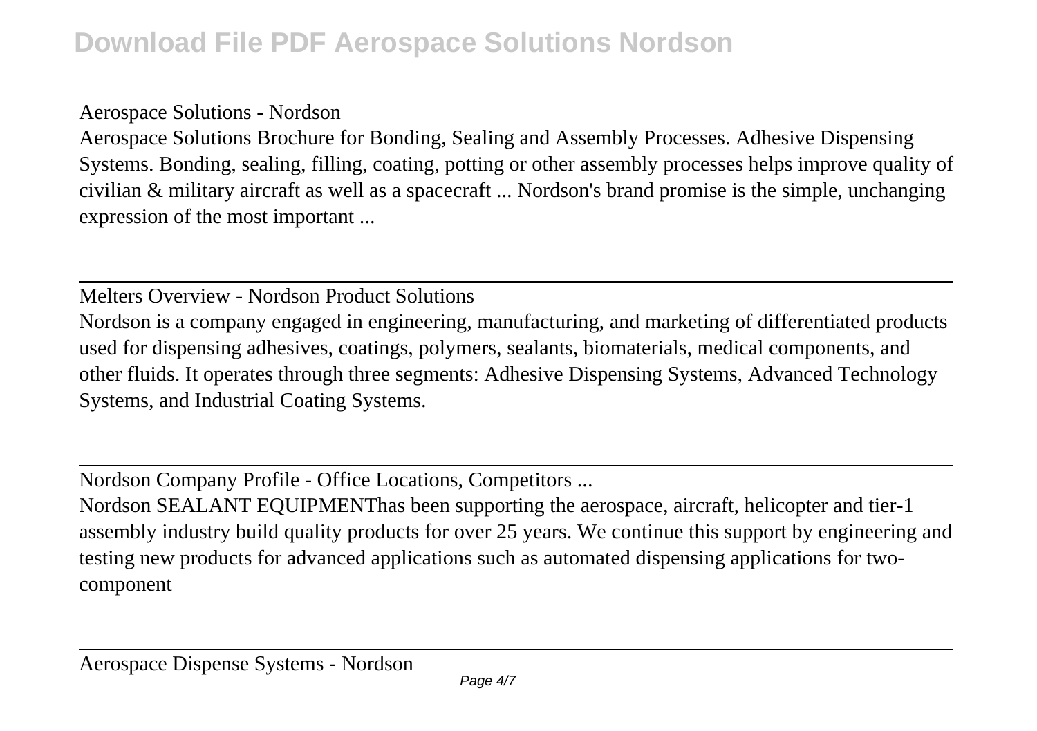Aerospace Solutions - Nordson

Aerospace Solutions Brochure for Bonding, Sealing and Assembly Processes. Adhesive Dispensing Systems. Bonding, sealing, filling, coating, potting or other assembly processes helps improve quality of civilian & military aircraft as well as a spacecraft ... Nordson's brand promise is the simple, unchanging expression of the most important ...

---

Melters Overview - Nordson Product Solutions

Nordson is a company engaged in engineering, manufacturing, and marketing of differentiated products used for dispensing adhesives, coatings, polymers, sealants, biomaterials, medical components, and other fluids. It operates through three segments: Adhesive Dispensing Systems, Advanced Technology Systems, and Industrial Coating Systems.

---

Nordson Company Profile - Office Locations, Competitors ...

Nordson SEALANT EQUIPMENThas been supporting the aerospace, aircraft, helicopter and tier-1 assembly industry build quality products for over 25 years. We continue this support by engineering and testing new products for advanced applications such as automated dispensing applications for two-component

---

Aerospace Dispense Systems - Nordson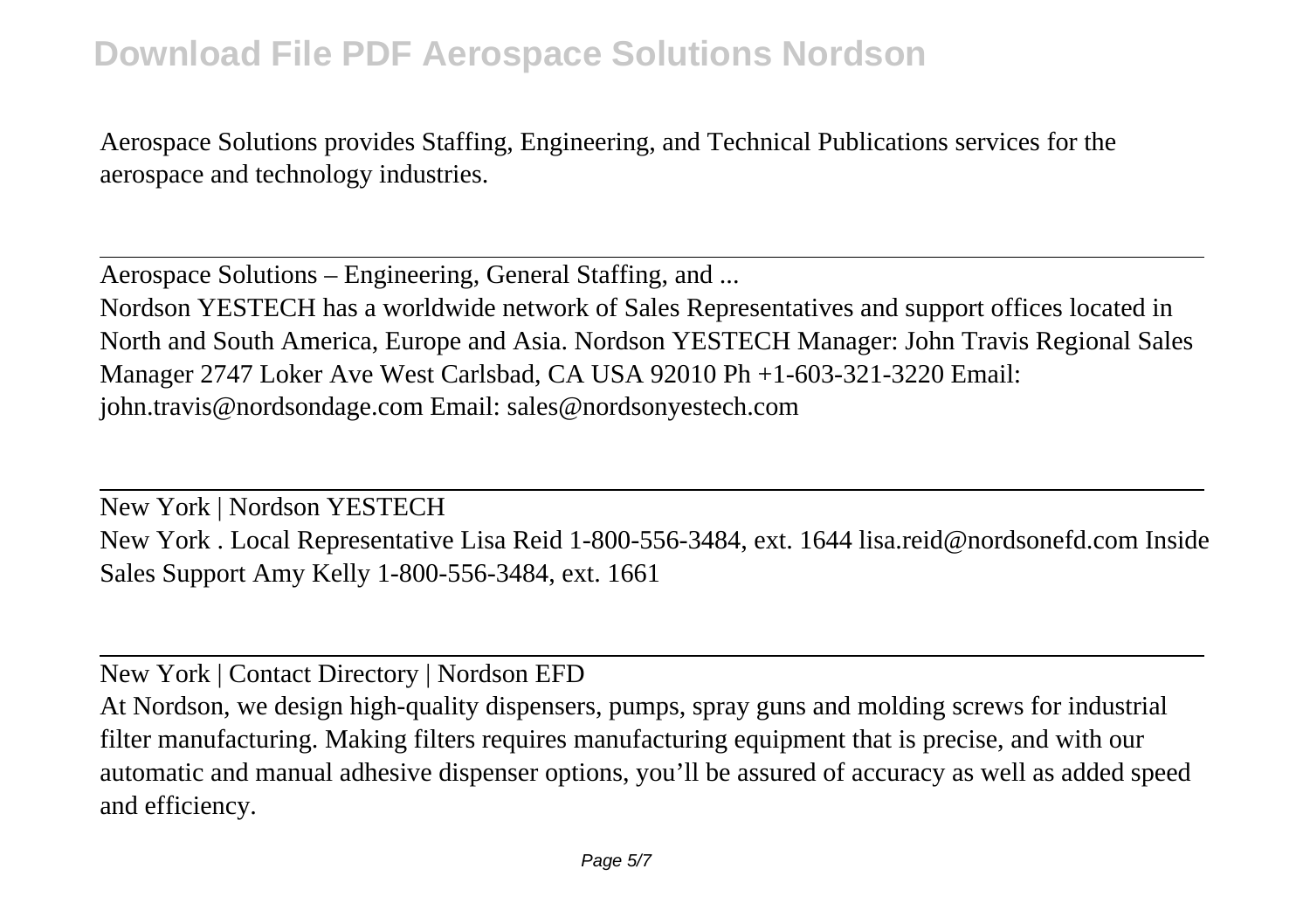Aerospace Solutions provides Staffing, Engineering, and Technical Publications services for the aerospace and technology industries.

---

Aerospace Solutions – Engineering, General Staffing, and ...

Nordson YESTECH has a worldwide network of Sales Representatives and support offices located in North and South America, Europe and Asia. Nordson YESTECH Manager: John Travis Regional Sales Manager 2747 Loker Ave West Carlsbad, CA USA 92010 Ph +1-603-321-3220 Email: john.travis@nordsondage.com Email: sales@nordsonyestech.com

---

New York | Nordson YESTECH

New York . Local Representative Lisa Reid 1-800-556-3484, ext. 1644 lisa.reid@nordsonefd.com Inside Sales Support Amy Kelly 1-800-556-3484, ext. 1661

---

New York | Contact Directory | Nordson EFD

At Nordson, we design high-quality dispensers, pumps, spray guns and molding screws for industrial filter manufacturing. Making filters requires manufacturing equipment that is precise, and with our automatic and manual adhesive dispenser options, you'll be assured of accuracy as well as added speed and efficiency.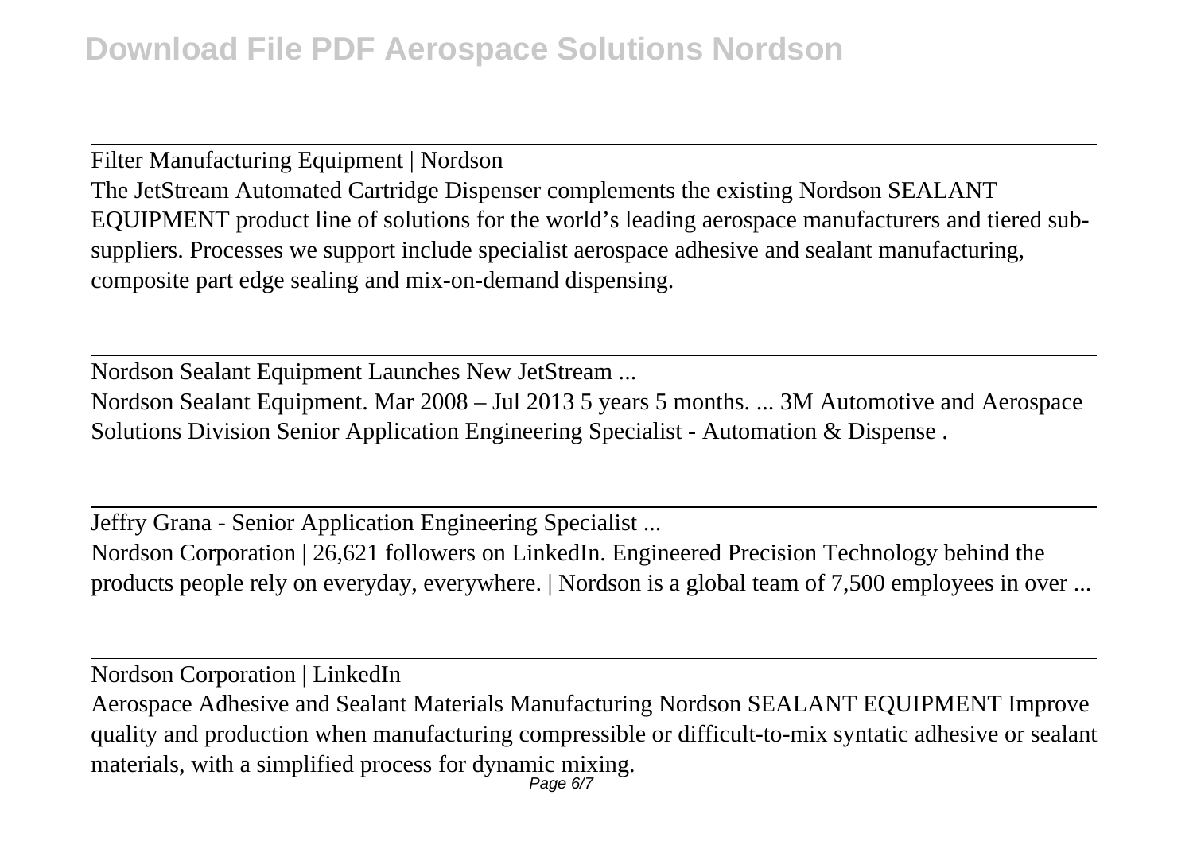Filter Manufacturing Equipment | Nordson

The JetStream Automated Cartridge Dispenser complements the existing Nordson SEALANT EQUIPMENT product line of solutions for the world's leading aerospace manufacturers and tiered sub-suppliers. Processes we support include specialist aerospace adhesive and sealant manufacturing, composite part edge sealing and mix-on-demand dispensing.

Nordson Sealant Equipment Launches New JetStream ...

Nordson Sealant Equipment. Mar 2008 – Jul 2013 5 years 5 months. ... 3M Automotive and Aerospace Solutions Division Senior Application Engineering Specialist - Automation & Dispense .

Jeffry Grana - Senior Application Engineering Specialist ...

Nordson Corporation | 26,621 followers on LinkedIn. Engineered Precision Technology behind the products people rely on everyday, everywhere. | Nordson is a global team of 7,500 employees in over ...

Nordson Corporation | LinkedIn

Aerospace Adhesive and Sealant Materials Manufacturing Nordson SEALANT EQUIPMENT Improve quality and production when manufacturing compressible or difficult-to-mix syntatic adhesive or sealant materials, with a simplified process for dynamic mixing.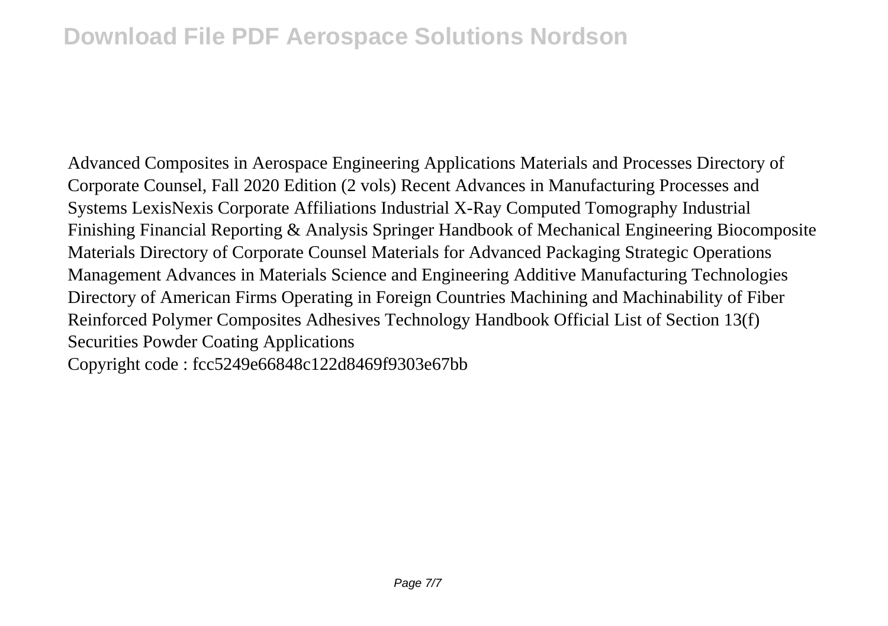Advanced Composites in Aerospace Engineering Applications Materials and Processes Directory of Corporate Counsel, Fall 2020 Edition (2 vols) Recent Advances in Manufacturing Processes and Systems LexisNexis Corporate Affiliations Industrial X-Ray Computed Tomography Industrial Finishing Financial Reporting & Analysis Springer Handbook of Mechanical Engineering Biocomposite Materials Directory of Corporate Counsel Materials for Advanced Packaging Strategic Operations Management Advances in Materials Science and Engineering Additive Manufacturing Technologies Directory of American Firms Operating in Foreign Countries Machining and Machinability of Fiber Reinforced Polymer Composites Adhesives Technology Handbook Official List of Section 13(f) Securities Powder Coating Applications

Copyright code : fcc5249e66848c122d8469f9303e67bb